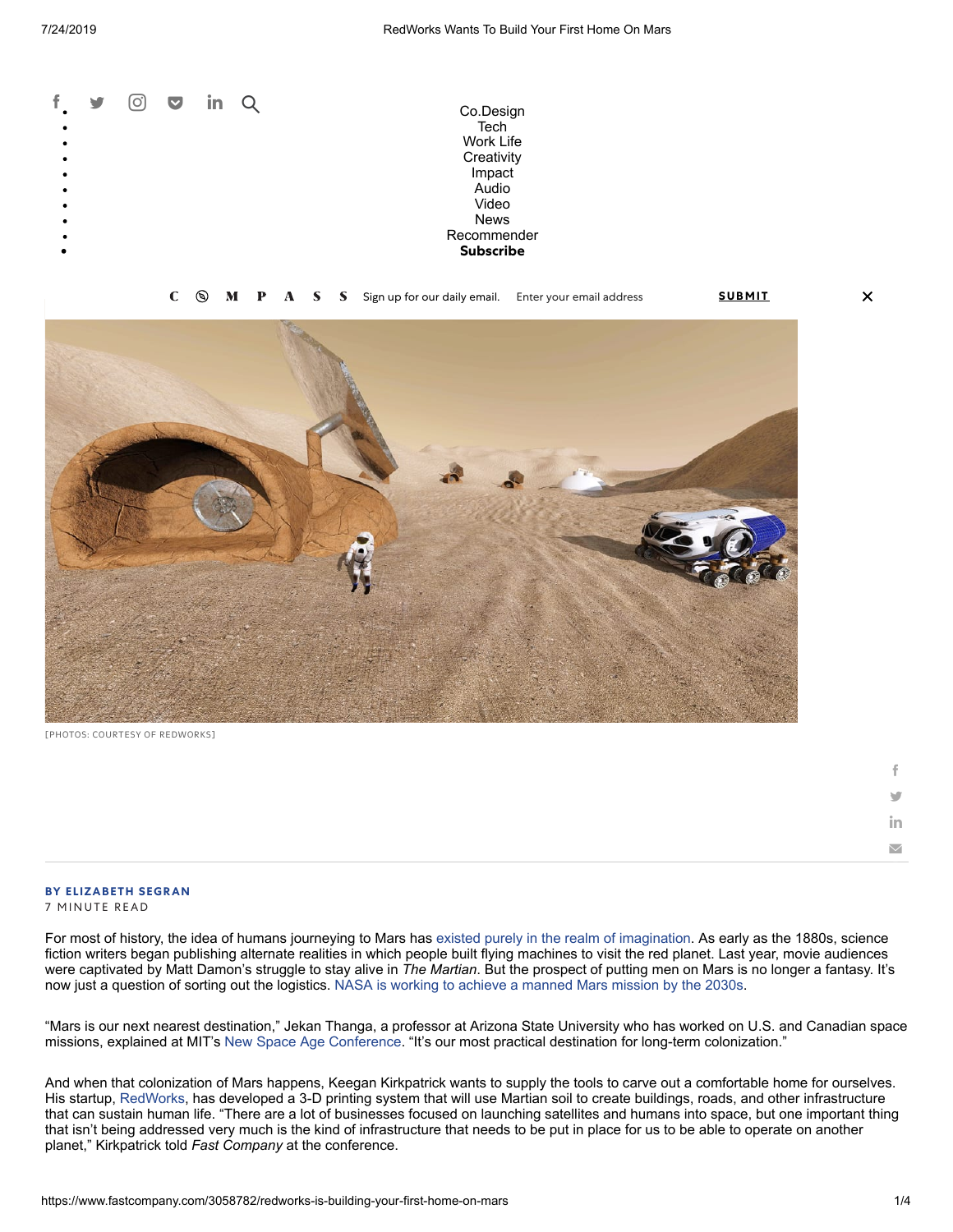- Co.Design
- Tech
- Work Life
- Creativity
- Impact
- Audio
- Video
- News
- Recommender
- **Subscribe**

COMPASS Sign up for our daily email. Enter your email address SUBMIT

[PHOTOS: COURTESY OF REDWORKS]

**BY ELIZABETH SEGRAN**
7 MINUTE READ

For most of history, the idea of humans journeying to Mars has existed purely in the realm of imagination. As early as the 1880s, science fiction writers began publishing alternate realities in which people built flying machines to visit the red planet. Last year, movie audiences were captivated by Matt Damon's struggle to stay alive in *The Martian*. But the prospect of putting men on Mars is no longer a fantasy. It's now just a question of sorting out the logistics. NASA is working to achieve a manned Mars mission by the 2030s.

"Mars is our next nearest destination," Jekan Thanga, a professor at Arizona State University who has worked on U.S. and Canadian space missions, explained at MIT's New Space Age Conference. "It's our most practical destination for long-term colonization."

And when that colonization of Mars happens, Keegan Kirkpatrick wants to supply the tools to carve out a comfortable home for ourselves. His startup, RedWorks, has developed a 3-D printing system that will use Martian soil to create buildings, roads, and other infrastructure that can sustain human life. "There are a lot of businesses focused on launching satellites and humans into space, but one important thing that isn't being addressed very much is the kind of infrastructure that needs to be put in place for us to be able to operate on another planet," Kirkpatrick told *Fast Company* at the conference.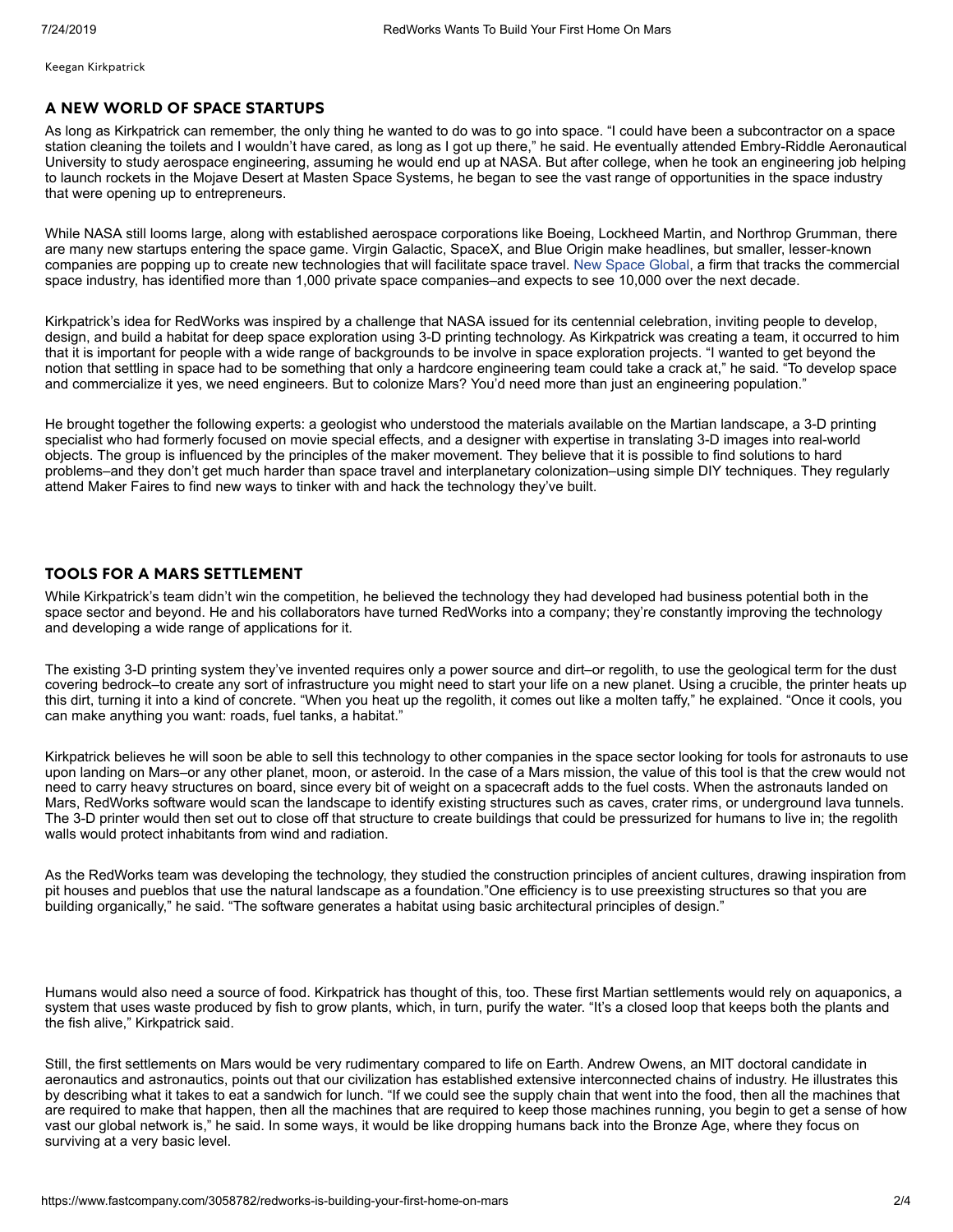Keegan Kirkpatrick

## A NEW WORLD OF SPACE STARTUPS

As long as Kirkpatrick can remember, the only thing he wanted to do was to go into space. "I could have been a subcontractor on a space station cleaning the toilets and I wouldn't have cared, as long as I got up there," he said. He eventually attended Embry-Riddle Aeronautical University to study aerospace engineering, assuming he would end up at NASA. But after college, when he took an engineering job helping to launch rockets in the Mojave Desert at Masten Space Systems, he began to see the vast range of opportunities in the space industry that were opening up to entrepreneurs.

While NASA still looms large, along with established aerospace corporations like Boeing, Lockheed Martin, and Northrop Grumman, there are many new startups entering the space game. Virgin Galactic, SpaceX, and Blue Origin make headlines, but smaller, lesser-known companies are popping up to create new technologies that will facilitate space travel. New Space Global, a firm that tracks the commercial space industry, has identified more than 1,000 private space companies–and expects to see 10,000 over the next decade.

Kirkpatrick's idea for RedWorks was inspired by a challenge that NASA issued for its centennial celebration, inviting people to develop, design, and build a habitat for deep space exploration using 3-D printing technology. As Kirkpatrick was creating a team, it occurred to him that it is important for people with a wide range of backgrounds to be involve in space exploration projects. "I wanted to get beyond the notion that settling in space had to be something that only a hardcore engineering team could take a crack at," he said. "To develop space and commercialize it yes, we need engineers. But to colonize Mars? You'd need more than just an engineering population."

He brought together the following experts: a geologist who understood the materials available on the Martian landscape, a 3-D printing specialist who had formerly focused on movie special effects, and a designer with expertise in translating 3-D images into real-world objects. The group is influenced by the principles of the maker movement. They believe that it is possible to find solutions to hard problems–and they don't get much harder than space travel and interplanetary colonization–using simple DIY techniques. They regularly attend Maker Faires to find new ways to tinker with and hack the technology they've built.

## TOOLS FOR A MARS SETTLEMENT

While Kirkpatrick's team didn't win the competition, he believed the technology they had developed had business potential both in the space sector and beyond. He and his collaborators have turned RedWorks into a company; they're constantly improving the technology and developing a wide range of applications for it.

The existing 3-D printing system they've invented requires only a power source and dirt–or regolith, to use the geological term for the dust covering bedrock–to create any sort of infrastructure you might need to start your life on a new planet. Using a crucible, the printer heats up this dirt, turning it into a kind of concrete. "When you heat up the regolith, it comes out like a molten taffy," he explained. "Once it cools, you can make anything you want: roads, fuel tanks, a habitat."

Kirkpatrick believes he will soon be able to sell this technology to other companies in the space sector looking for tools for astronauts to use upon landing on Mars–or any other planet, moon, or asteroid. In the case of a Mars mission, the value of this tool is that the crew would not need to carry heavy structures on board, since every bit of weight on a spacecraft adds to the fuel costs. When the astronauts landed on Mars, RedWorks software would scan the landscape to identify existing structures such as caves, crater rims, or underground lava tunnels. The 3-D printer would then set out to close off that structure to create buildings that could be pressurized for humans to live in; the regolith walls would protect inhabitants from wind and radiation.

As the RedWorks team was developing the technology, they studied the construction principles of ancient cultures, drawing inspiration from pit houses and pueblos that use the natural landscape as a foundation."One efficiency is to use preexisting structures so that you are building organically," he said. "The software generates a habitat using basic architectural principles of design."

Humans would also need a source of food. Kirkpatrick has thought of this, too. These first Martian settlements would rely on aquaponics, a system that uses waste produced by fish to grow plants, which, in turn, purify the water. "It's a closed loop that keeps both the plants and the fish alive," Kirkpatrick said.

Still, the first settlements on Mars would be very rudimentary compared to life on Earth. Andrew Owens, an MIT doctoral candidate in aeronautics and astronautics, points out that our civilization has established extensive interconnected chains of industry. He illustrates this by describing what it takes to eat a sandwich for lunch. "If we could see the supply chain that went into the food, then all the machines that are required to make that happen, then all the machines that are required to keep those machines running, you begin to get a sense of how vast our global network is," he said. In some ways, it would be like dropping humans back into the Bronze Age, where they focus on surviving at a very basic level.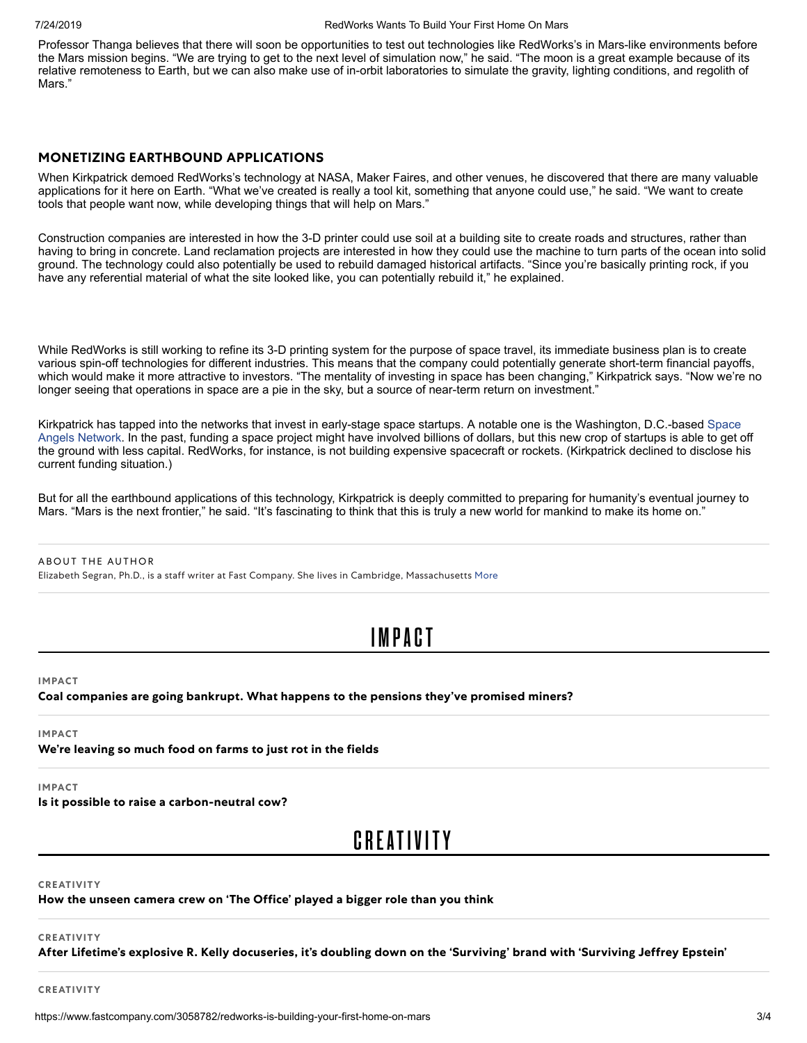Professor Thanga believes that there will soon be opportunities to test out technologies like RedWorks's in Mars-like environments before the Mars mission begins. "We are trying to get to the next level of simulation now," he said. "The moon is a great example because of its relative remoteness to Earth, but we can also make use of in-orbit laboratories to simulate the gravity, lighting conditions, and regolith of Mars."

## MONETIZING EARTHBOUND APPLICATIONS

When Kirkpatrick demoed RedWorks's technology at NASA, Maker Faires, and other venues, he discovered that there are many valuable applications for it here on Earth. "What we've created is really a tool kit, something that anyone could use," he said. "We want to create tools that people want now, while developing things that will help on Mars."

Construction companies are interested in how the 3-D printer could use soil at a building site to create roads and structures, rather than having to bring in concrete. Land reclamation projects are interested in how they could use the machine to turn parts of the ocean into solid ground. The technology could also potentially be used to rebuild damaged historical artifacts. "Since you're basically printing rock, if you have any referential material of what the site looked like, you can potentially rebuild it," he explained.

While RedWorks is still working to refine its 3-D printing system for the purpose of space travel, its immediate business plan is to create various spin-off technologies for different industries. This means that the company could potentially generate short-term financial payoffs, which would make it more attractive to investors. "The mentality of investing in space has been changing," Kirkpatrick says. "Now we're no longer seeing that operations in space are a pie in the sky, but a source of near-term return on investment."

Kirkpatrick has tapped into the networks that invest in early-stage space startups. A notable one is the Washington, D.C.-based Space Angels Network. In the past, funding a space project might have involved billions of dollars, but this new crop of startups is able to get off the ground with less capital. RedWorks, for instance, is not building expensive spacecraft or rockets. (Kirkpatrick declined to disclose his current funding situation.)

But for all the earthbound applications of this technology, Kirkpatrick is deeply committed to preparing for humanity's eventual journey to Mars. "Mars is the next frontier," he said. "It's fascinating to think that this is truly a new world for mankind to make its home on."

ABOUT THE AUTHOR

Elizabeth Segran, Ph.D., is a staff writer at Fast Company. She lives in Cambridge, Massachusetts More

# IMPACT

IMPACT

**Coal companies are going bankrupt. What happens to the pensions they've promised miners?**

IMPACT

**We're leaving so much food on farms to just rot in the fields**

IMPACT

**Is it possible to raise a carbon-neutral cow?**

# CREATIVITY

CREATIVITY

**How the unseen camera crew on 'The Office' played a bigger role than you think**

CREATIVITY

**After Lifetime's explosive R. Kelly docuseries, it's doubling down on the 'Surviving' brand with 'Surviving Jeffrey Epstein'**

CREATIVITY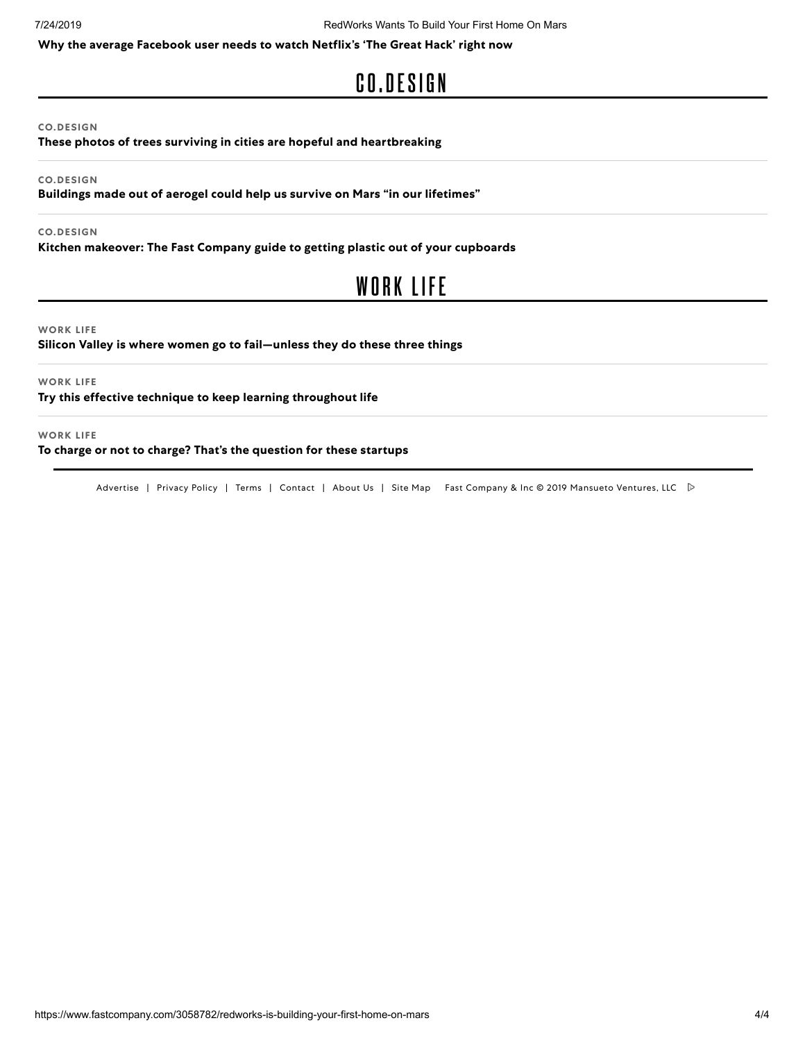**Why the average Facebook user needs to watch Netflix's 'The Great Hack' right now**

## CO.DESIGN

CO.DESIGN

**These photos of trees surviving in cities are hopeful and heartbreaking**

CO.DESIGN

**Buildings made out of aerogel could help us survive on Mars "in our lifetimes"**

CO.DESIGN

**Kitchen makeover: The Fast Company guide to getting plastic out of your cupboards**

## WORK LIFE

WORK LIFE

**Silicon Valley is where women go to fail—unless they do these three things**

WORK LIFE

**Try this effective technique to keep learning throughout life**

WORK LIFE

**To charge or not to charge? That's the question for these startups**

Advertise | Privacy Policy | Terms | Contact | About Us | Site Map    Fast Company & Inc © 2019 Mansueto Ventures, LLC